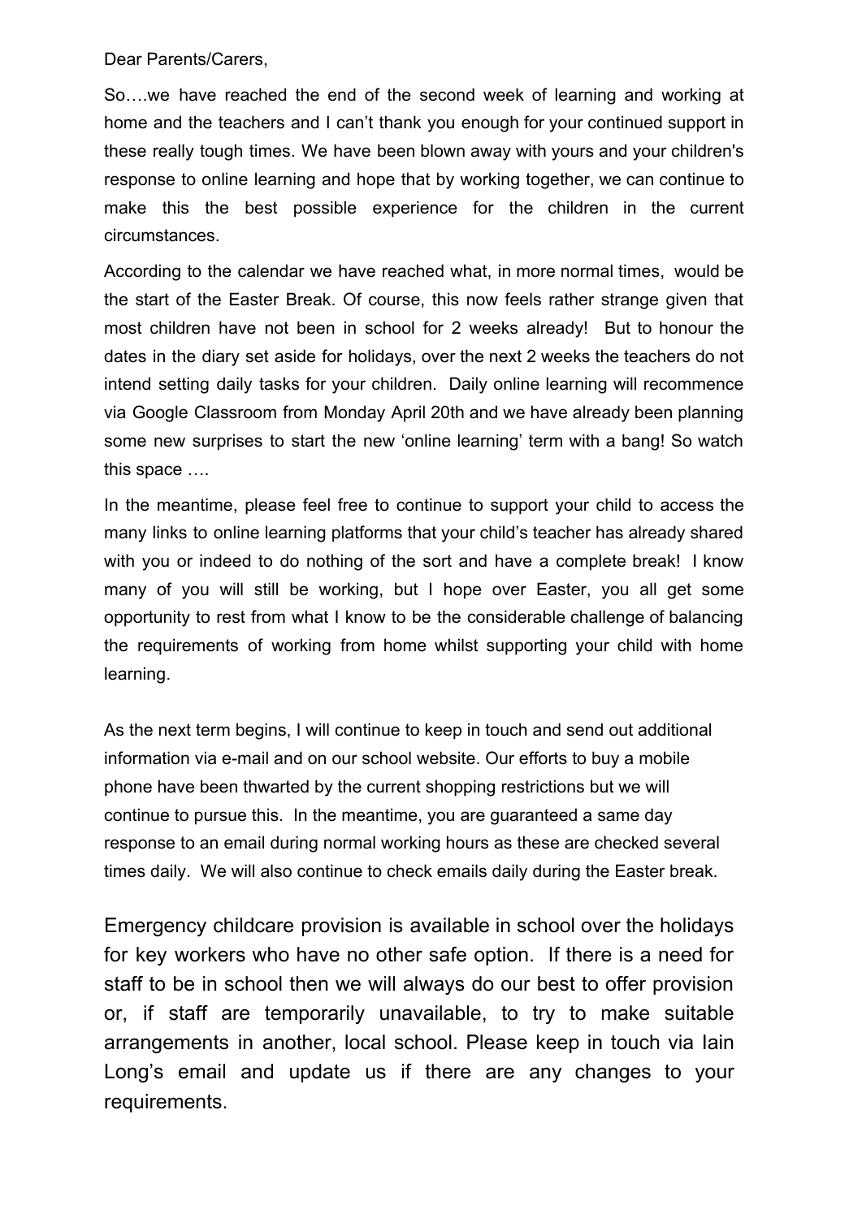Dear Parents/Carers,

So….we have reached the end of the second week of learning and working at home and the teachers and I can't thank you enough for your continued support in these really tough times. We have been blown away with yours and your children's response to online learning and hope that by working together, we can continue to make this the best possible experience for the children in the current circumstances.

According to the calendar we have reached what, in more normal times, would be the start of the Easter Break. Of course, this now feels rather strange given that most children have not been in school for 2 weeks already! But to honour the dates in the diary set aside for holidays, over the next 2 weeks the teachers do not intend setting daily tasks for your children. Daily online learning will recommence via Google Classroom from Monday April 20th and we have already been planning some new surprises to start the new 'online learning' term with a bang! So watch this space ….

In the meantime, please feel free to continue to support your child to access the many links to online learning platforms that your child's teacher has already shared with you or indeed to do nothing of the sort and have a complete break! I know many of you will still be working, but I hope over Easter, you all get some opportunity to rest from what I know to be the considerable challenge of balancing the requirements of working from home whilst supporting your child with home learning.

As the next term begins, I will continue to keep in touch and send out additional information via e-mail and on our school website. Our efforts to buy a mobile phone have been thwarted by the current shopping restrictions but we will continue to pursue this. In the meantime, you are guaranteed a same day response to an email during normal working hours as these are checked several times daily. We will also continue to check emails daily during the Easter break.

Emergency childcare provision is available in school over the holidays for key workers who have no other safe option. If there is a need for staff to be in school then we will always do our best to offer provision or, if staff are temporarily unavailable, to try to make suitable arrangements in another, local school. Please keep in touch via Iain Long's email and update us if there are any changes to your requirements.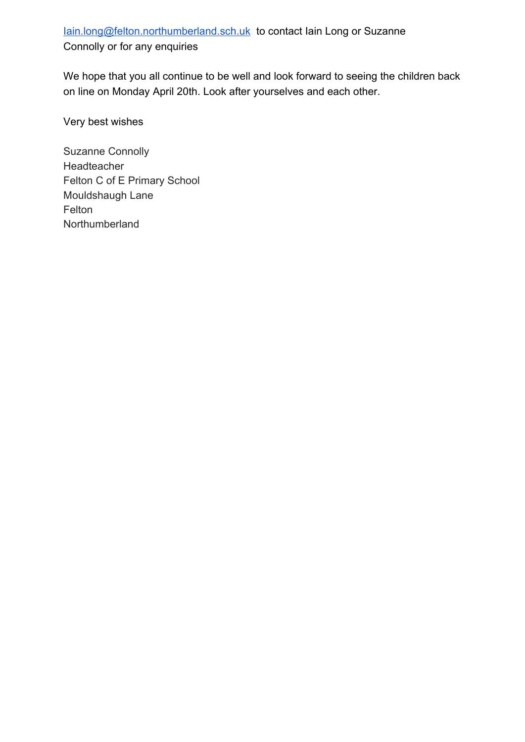[Iain.long@felton.northumberland.sch.uk](mailto:Iain.long@felton.northumberland.sch.uk) to contact Iain Long or Suzanne Connolly or for any enquiries

We hope that you all continue to be well and look forward to seeing the children back on line on Monday April 20th. Look after yourselves and each other.

Very best wishes

Suzanne Connolly
Headteacher
Felton C of E Primary School
Mouldshaugh Lane
Felton
Northumberland